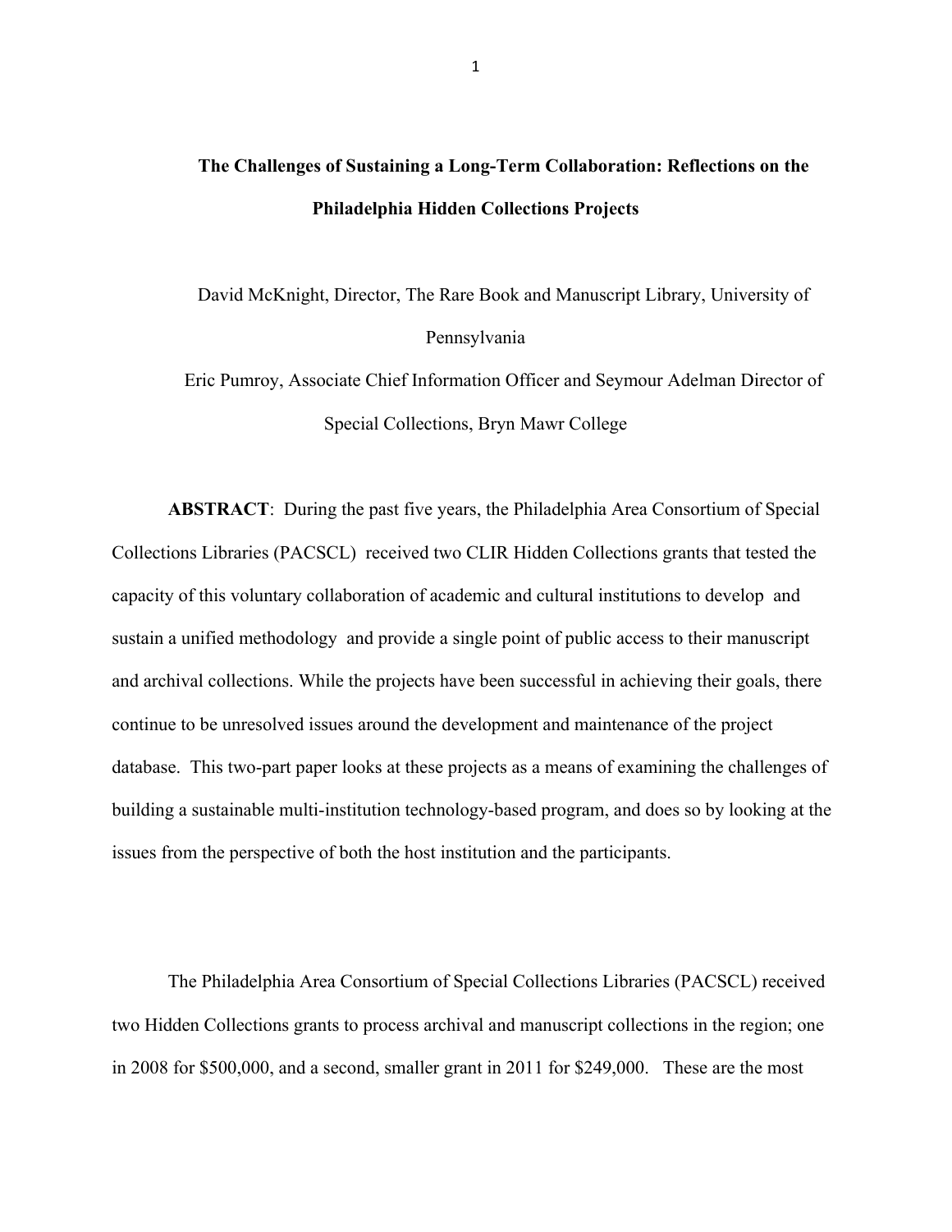# The Challenges of Sustaining a Long-Term Collaboration: Reflections on the Philadelphia Hidden Collections Projects

David McKnight, Director, The Rare Book and Manuscript Library, University of Pennsylvania

Eric Pumroy, Associate Chief Information Officer and Seymour Adelman Director of Special Collections, Bryn Mawr College

**ABSTRACT**: During the past five years, the Philadelphia Area Consortium of Special Collections Libraries (PACSCL) received two CLIR Hidden Collections grants that tested the capacity of this voluntary collaboration of academic and cultural institutions to develop and sustain a unified methodology and provide a single point of public access to their manuscript and archival collections. While the projects have been successful in achieving their goals, there continue to be unresolved issues around the development and maintenance of the project database. This two-part paper looks at these projects as a means of examining the challenges of building a sustainable multi-institution technology-based program, and does so by looking at the issues from the perspective of both the host institution and the participants.

The Philadelphia Area Consortium of Special Collections Libraries (PACSCL) received two Hidden Collections grants to process archival and manuscript collections in the region; one in 2008 for $500,000, and a second, smaller grant in 2011 for $249,000. These are the most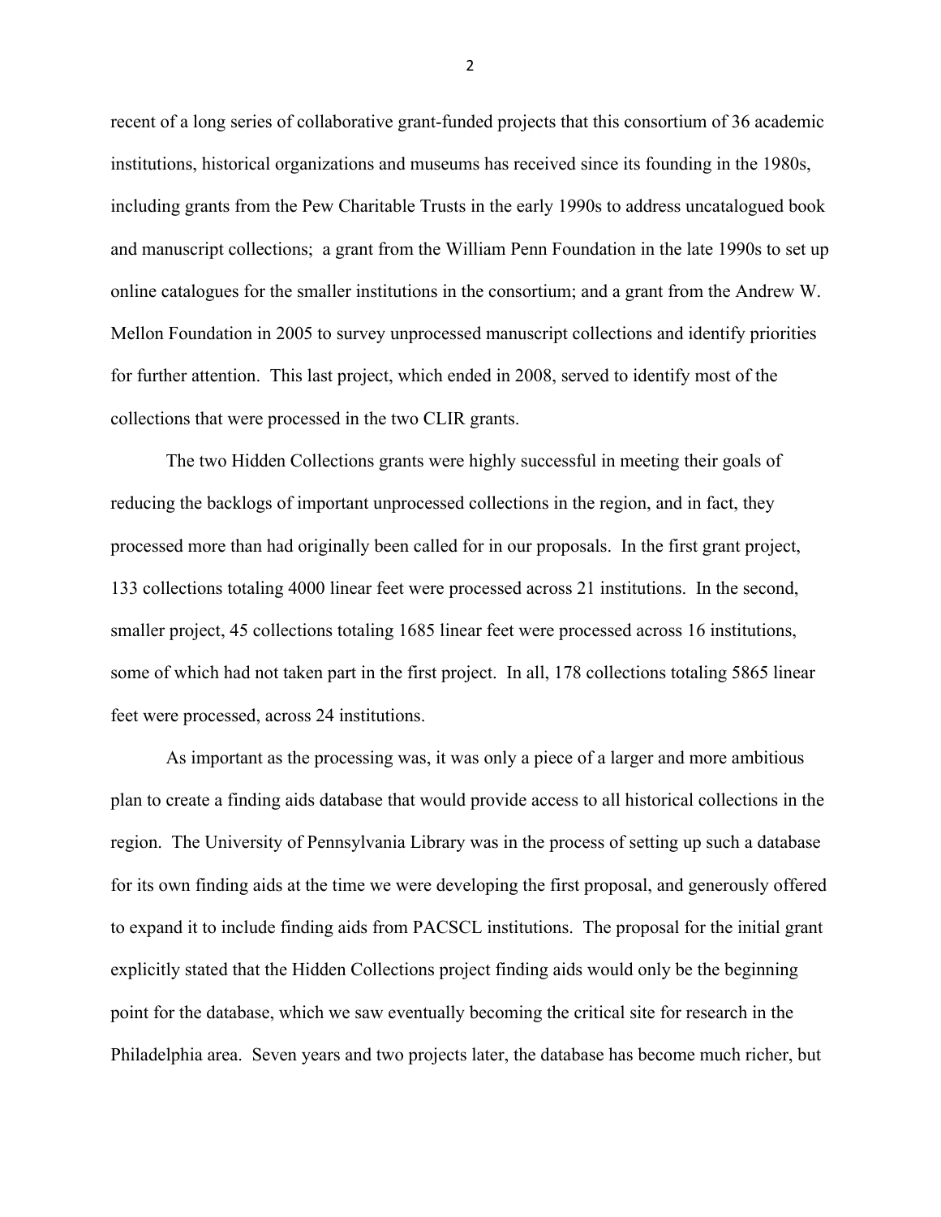recent of a long series of collaborative grant-funded projects that this consortium of 36 academic institutions, historical organizations and museums has received since its founding in the 1980s, including grants from the Pew Charitable Trusts in the early 1990s to address uncatalogued book and manuscript collections;  a grant from the William Penn Foundation in the late 1990s to set up online catalogues for the smaller institutions in the consortium; and a grant from the Andrew W. Mellon Foundation in 2005 to survey unprocessed manuscript collections and identify priorities for further attention.  This last project, which ended in 2008, served to identify most of the collections that were processed in the two CLIR grants.

The two Hidden Collections grants were highly successful in meeting their goals of reducing the backlogs of important unprocessed collections in the region, and in fact, they processed more than had originally been called for in our proposals.  In the first grant project, 133 collections totaling 4000 linear feet were processed across 21 institutions.  In the second, smaller project, 45 collections totaling 1685 linear feet were processed across 16 institutions, some of which had not taken part in the first project.  In all, 178 collections totaling 5865 linear feet were processed, across 24 institutions.

As important as the processing was, it was only a piece of a larger and more ambitious plan to create a finding aids database that would provide access to all historical collections in the region.  The University of Pennsylvania Library was in the process of setting up such a database for its own finding aids at the time we were developing the first proposal, and generously offered to expand it to include finding aids from PACSCL institutions.  The proposal for the initial grant explicitly stated that the Hidden Collections project finding aids would only be the beginning point for the database, which we saw eventually becoming the critical site for research in the Philadelphia area.  Seven years and two projects later, the database has become much richer, but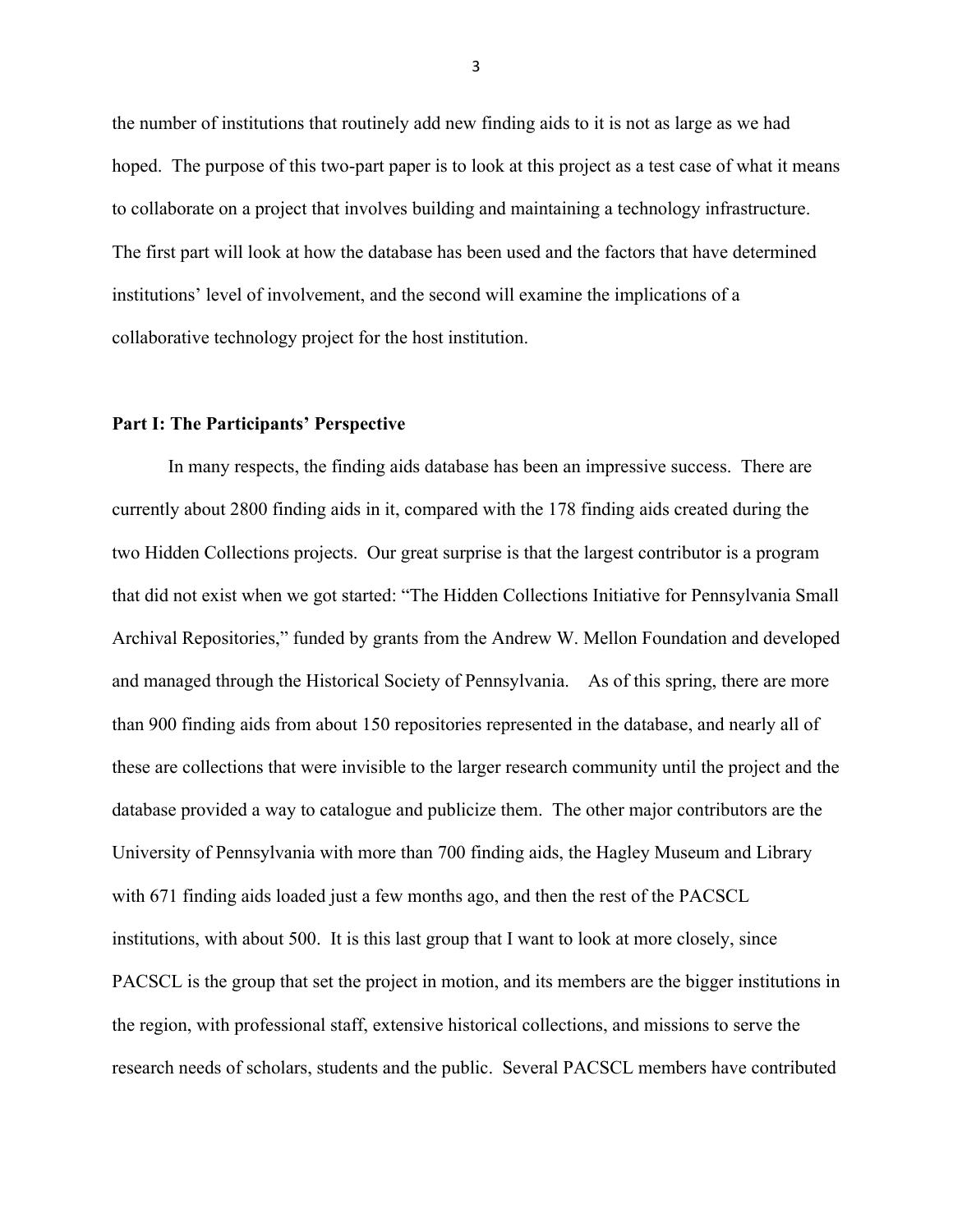the number of institutions that routinely add new finding aids to it is not as large as we had hoped. The purpose of this two-part paper is to look at this project as a test case of what it means to collaborate on a project that involves building and maintaining a technology infrastructure. The first part will look at how the database has been used and the factors that have determined institutions' level of involvement, and the second will examine the implications of a collaborative technology project for the host institution.

**Part I: The Participants' Perspective**

In many respects, the finding aids database has been an impressive success. There are currently about 2800 finding aids in it, compared with the 178 finding aids created during the two Hidden Collections projects. Our great surprise is that the largest contributor is a program that did not exist when we got started: "The Hidden Collections Initiative for Pennsylvania Small Archival Repositories," funded by grants from the Andrew W. Mellon Foundation and developed and managed through the Historical Society of Pennsylvania. As of this spring, there are more than 900 finding aids from about 150 repositories represented in the database, and nearly all of these are collections that were invisible to the larger research community until the project and the database provided a way to catalogue and publicize them. The other major contributors are the University of Pennsylvania with more than 700 finding aids, the Hagley Museum and Library with 671 finding aids loaded just a few months ago, and then the rest of the PACSCL institutions, with about 500. It is this last group that I want to look at more closely, since PACSCL is the group that set the project in motion, and its members are the bigger institutions in the region, with professional staff, extensive historical collections, and missions to serve the research needs of scholars, students and the public. Several PACSCL members have contributed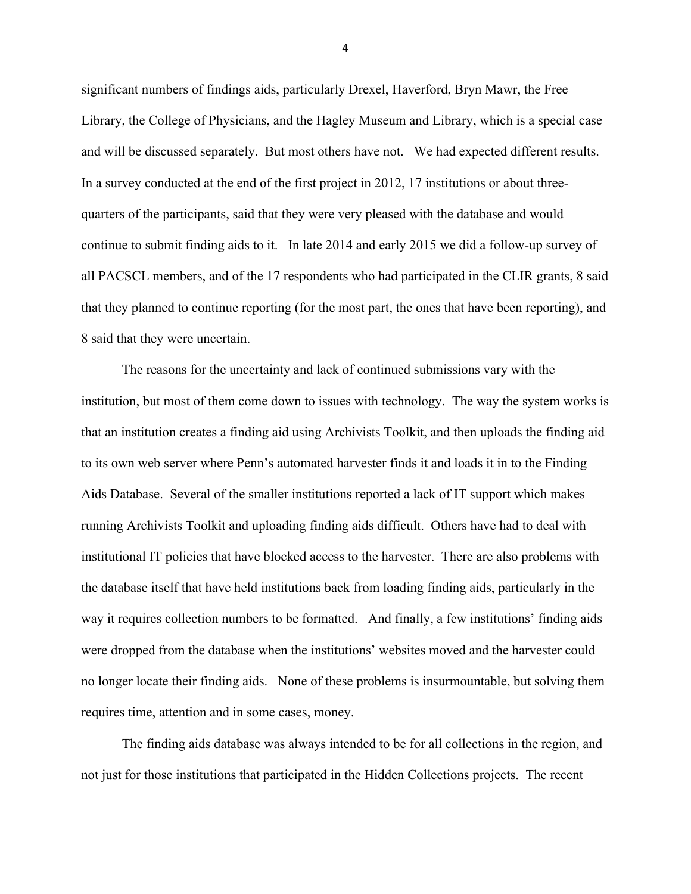significant numbers of findings aids, particularly Drexel, Haverford, Bryn Mawr, the Free Library, the College of Physicians, and the Hagley Museum and Library, which is a special case and will be discussed separately. But most others have not. We had expected different results. In a survey conducted at the end of the first project in 2012, 17 institutions or about three-quarters of the participants, said that they were very pleased with the database and would continue to submit finding aids to it. In late 2014 and early 2015 we did a follow-up survey of all PACSCL members, and of the 17 respondents who had participated in the CLIR grants, 8 said that they planned to continue reporting (for the most part, the ones that have been reporting), and 8 said that they were uncertain.

The reasons for the uncertainty and lack of continued submissions vary with the institution, but most of them come down to issues with technology. The way the system works is that an institution creates a finding aid using Archivists Toolkit, and then uploads the finding aid to its own web server where Penn's automated harvester finds it and loads it in to the Finding Aids Database. Several of the smaller institutions reported a lack of IT support which makes running Archivists Toolkit and uploading finding aids difficult. Others have had to deal with institutional IT policies that have blocked access to the harvester. There are also problems with the database itself that have held institutions back from loading finding aids, particularly in the way it requires collection numbers to be formatted. And finally, a few institutions' finding aids were dropped from the database when the institutions' websites moved and the harvester could no longer locate their finding aids. None of these problems is insurmountable, but solving them requires time, attention and in some cases, money.

The finding aids database was always intended to be for all collections in the region, and not just for those institutions that participated in the Hidden Collections projects. The recent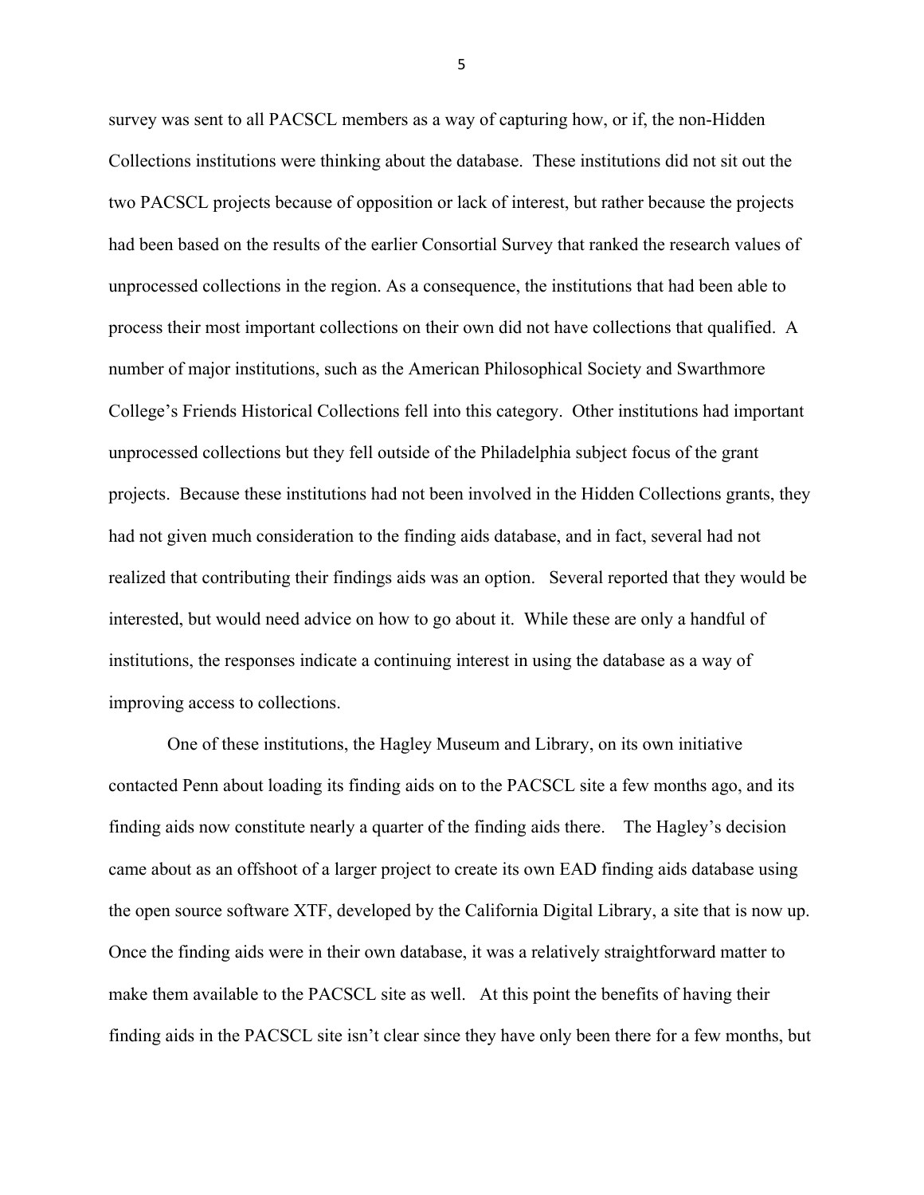survey was sent to all PACSCL members as a way of capturing how, or if, the non-Hidden Collections institutions were thinking about the database. These institutions did not sit out the two PACSCL projects because of opposition or lack of interest, but rather because the projects had been based on the results of the earlier Consortial Survey that ranked the research values of unprocessed collections in the region. As a consequence, the institutions that had been able to process their most important collections on their own did not have collections that qualified. A number of major institutions, such as the American Philosophical Society and Swarthmore College's Friends Historical Collections fell into this category. Other institutions had important unprocessed collections but they fell outside of the Philadelphia subject focus of the grant projects. Because these institutions had not been involved in the Hidden Collections grants, they had not given much consideration to the finding aids database, and in fact, several had not realized that contributing their findings aids was an option. Several reported that they would be interested, but would need advice on how to go about it. While these are only a handful of institutions, the responses indicate a continuing interest in using the database as a way of improving access to collections.

One of these institutions, the Hagley Museum and Library, on its own initiative contacted Penn about loading its finding aids on to the PACSCL site a few months ago, and its finding aids now constitute nearly a quarter of the finding aids there. The Hagley's decision came about as an offshoot of a larger project to create its own EAD finding aids database using the open source software XTF, developed by the California Digital Library, a site that is now up. Once the finding aids were in their own database, it was a relatively straightforward matter to make them available to the PACSCL site as well. At this point the benefits of having their finding aids in the PACSCL site isn't clear since they have only been there for a few months, but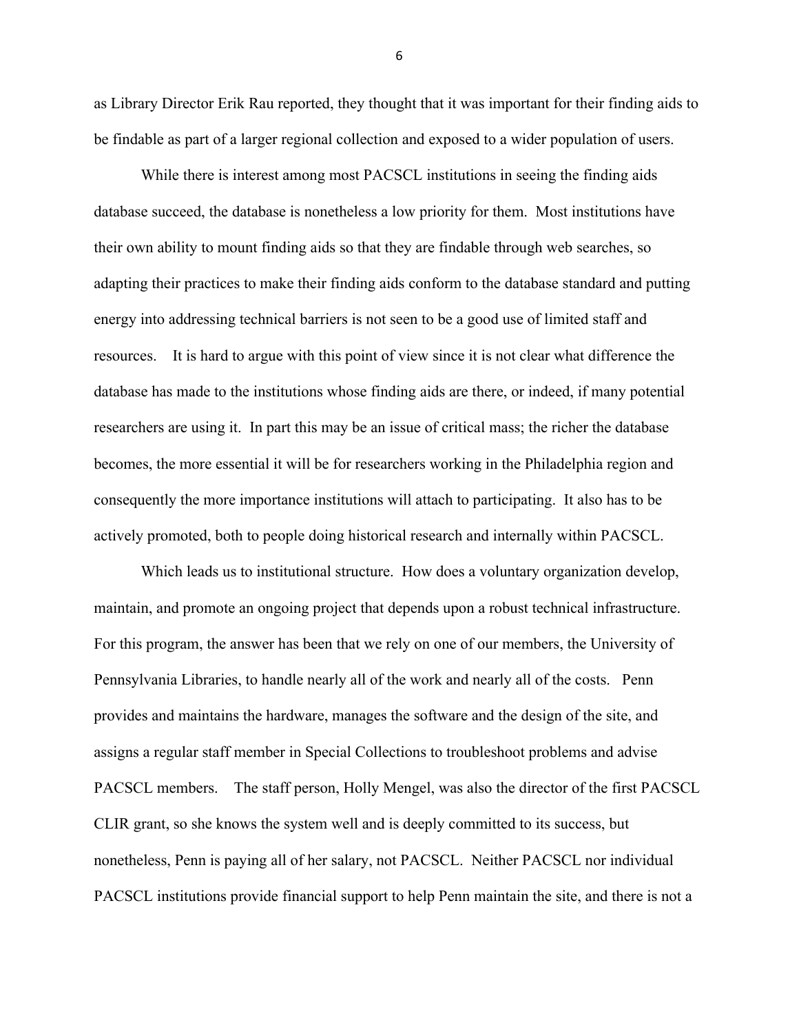as Library Director Erik Rau reported, they thought that it was important for their finding aids to be findable as part of a larger regional collection and exposed to a wider population of users.

While there is interest among most PACSCL institutions in seeing the finding aids database succeed, the database is nonetheless a low priority for them. Most institutions have their own ability to mount finding aids so that they are findable through web searches, so adapting their practices to make their finding aids conform to the database standard and putting energy into addressing technical barriers is not seen to be a good use of limited staff and resources. It is hard to argue with this point of view since it is not clear what difference the database has made to the institutions whose finding aids are there, or indeed, if many potential researchers are using it. In part this may be an issue of critical mass; the richer the database becomes, the more essential it will be for researchers working in the Philadelphia region and consequently the more importance institutions will attach to participating. It also has to be actively promoted, both to people doing historical research and internally within PACSCL.

Which leads us to institutional structure. How does a voluntary organization develop, maintain, and promote an ongoing project that depends upon a robust technical infrastructure. For this program, the answer has been that we rely on one of our members, the University of Pennsylvania Libraries, to handle nearly all of the work and nearly all of the costs. Penn provides and maintains the hardware, manages the software and the design of the site, and assigns a regular staff member in Special Collections to troubleshoot problems and advise PACSCL members. The staff person, Holly Mengel, was also the director of the first PACSCL CLIR grant, so she knows the system well and is deeply committed to its success, but nonetheless, Penn is paying all of her salary, not PACSCL. Neither PACSCL nor individual PACSCL institutions provide financial support to help Penn maintain the site, and there is not a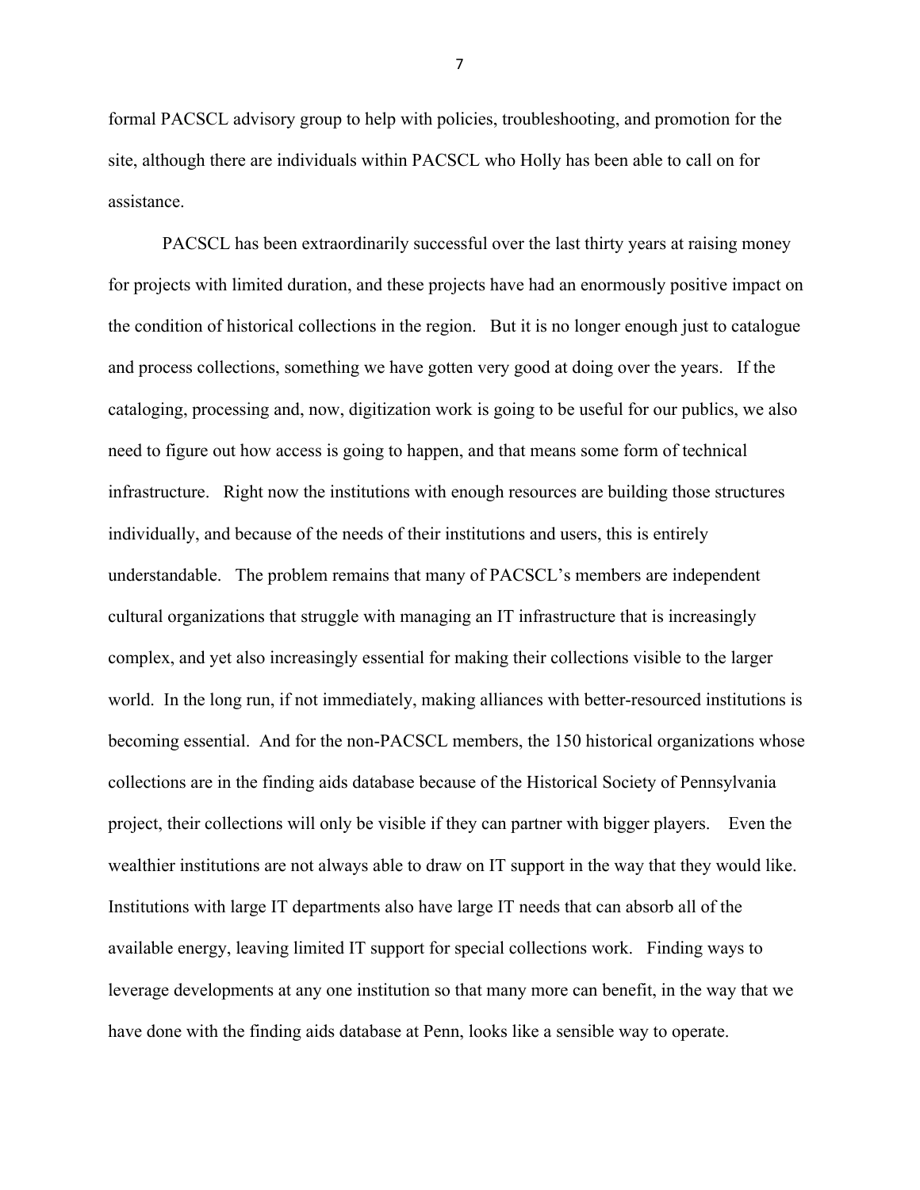formal PACSCL advisory group to help with policies, troubleshooting, and promotion for the site, although there are individuals within PACSCL who Holly has been able to call on for assistance.

PACSCL has been extraordinarily successful over the last thirty years at raising money for projects with limited duration, and these projects have had an enormously positive impact on the condition of historical collections in the region. But it is no longer enough just to catalogue and process collections, something we have gotten very good at doing over the years. If the cataloging, processing and, now, digitization work is going to be useful for our publics, we also need to figure out how access is going to happen, and that means some form of technical infrastructure. Right now the institutions with enough resources are building those structures individually, and because of the needs of their institutions and users, this is entirely understandable. The problem remains that many of PACSCL's members are independent cultural organizations that struggle with managing an IT infrastructure that is increasingly complex, and yet also increasingly essential for making their collections visible to the larger world. In the long run, if not immediately, making alliances with better-resourced institutions is becoming essential. And for the non-PACSCL members, the 150 historical organizations whose collections are in the finding aids database because of the Historical Society of Pennsylvania project, their collections will only be visible if they can partner with bigger players. Even the wealthier institutions are not always able to draw on IT support in the way that they would like. Institutions with large IT departments also have large IT needs that can absorb all of the available energy, leaving limited IT support for special collections work. Finding ways to leverage developments at any one institution so that many more can benefit, in the way that we have done with the finding aids database at Penn, looks like a sensible way to operate.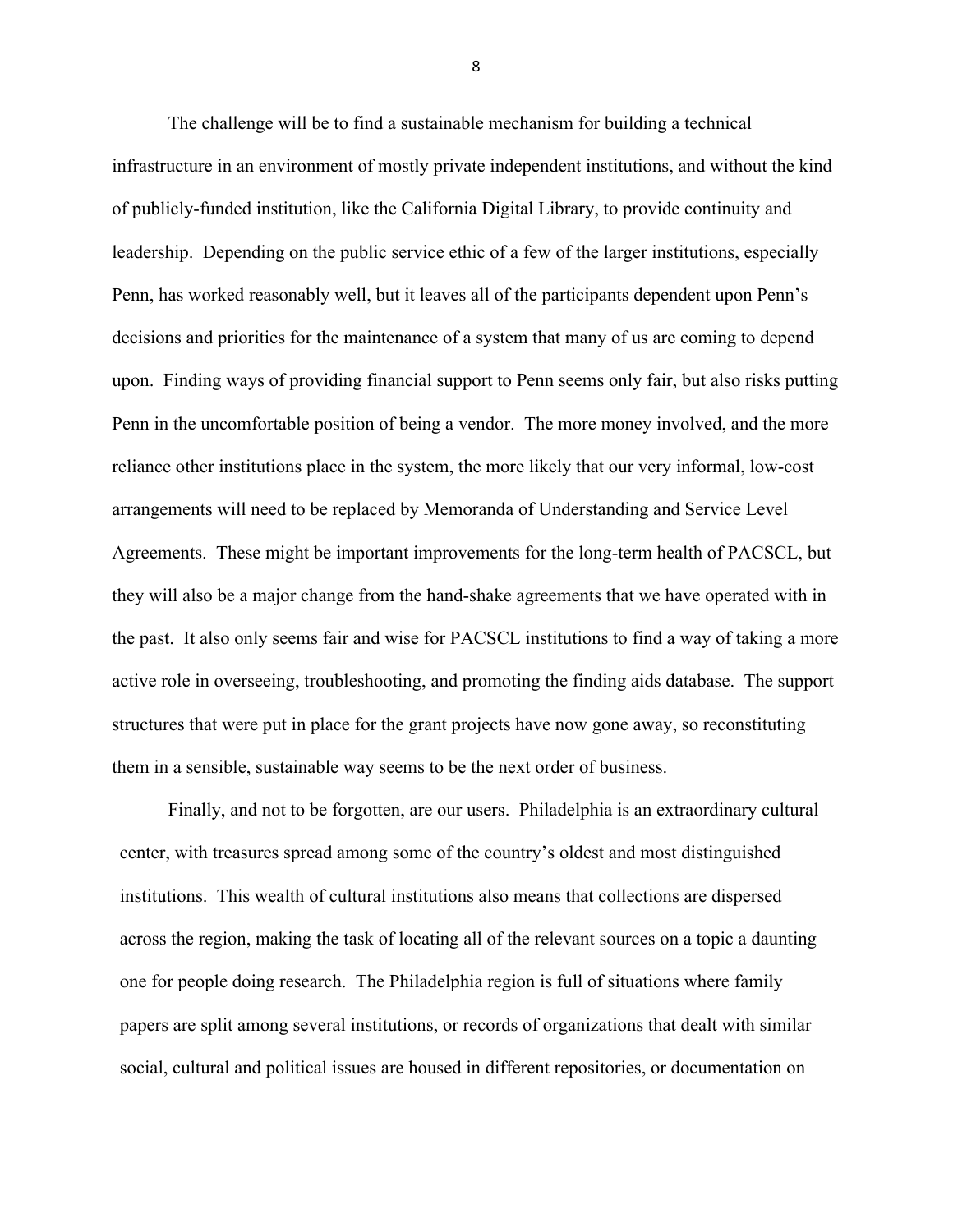The challenge will be to find a sustainable mechanism for building a technical infrastructure in an environment of mostly private independent institutions, and without the kind of publicly-funded institution, like the California Digital Library, to provide continuity and leadership. Depending on the public service ethic of a few of the larger institutions, especially Penn, has worked reasonably well, but it leaves all of the participants dependent upon Penn's decisions and priorities for the maintenance of a system that many of us are coming to depend upon. Finding ways of providing financial support to Penn seems only fair, but also risks putting Penn in the uncomfortable position of being a vendor. The more money involved, and the more reliance other institutions place in the system, the more likely that our very informal, low-cost arrangements will need to be replaced by Memoranda of Understanding and Service Level Agreements. These might be important improvements for the long-term health of PACSCL, but they will also be a major change from the hand-shake agreements that we have operated with in the past. It also only seems fair and wise for PACSCL institutions to find a way of taking a more active role in overseeing, troubleshooting, and promoting the finding aids database. The support structures that were put in place for the grant projects have now gone away, so reconstituting them in a sensible, sustainable way seems to be the next order of business.

Finally, and not to be forgotten, are our users. Philadelphia is an extraordinary cultural center, with treasures spread among some of the country's oldest and most distinguished institutions. This wealth of cultural institutions also means that collections are dispersed across the region, making the task of locating all of the relevant sources on a topic a daunting one for people doing research. The Philadelphia region is full of situations where family papers are split among several institutions, or records of organizations that dealt with similar social, cultural and political issues are housed in different repositories, or documentation on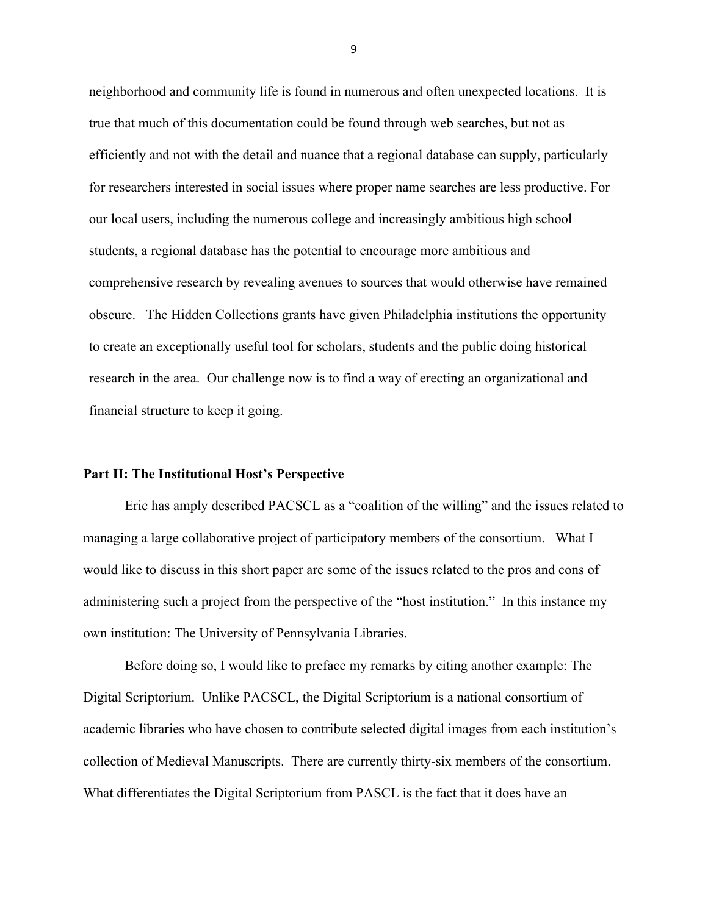neighborhood and community life is found in numerous and often unexpected locations. It is true that much of this documentation could be found through web searches, but not as efficiently and not with the detail and nuance that a regional database can supply, particularly for researchers interested in social issues where proper name searches are less productive. For our local users, including the numerous college and increasingly ambitious high school students, a regional database has the potential to encourage more ambitious and comprehensive research by revealing avenues to sources that would otherwise have remained obscure. The Hidden Collections grants have given Philadelphia institutions the opportunity to create an exceptionally useful tool for scholars, students and the public doing historical research in the area. Our challenge now is to find a way of erecting an organizational and financial structure to keep it going.

## Part II: The Institutional Host's Perspective

Eric has amply described PACSCL as a "coalition of the willing" and the issues related to managing a large collaborative project of participatory members of the consortium. What I would like to discuss in this short paper are some of the issues related to the pros and cons of administering such a project from the perspective of the "host institution." In this instance my own institution: The University of Pennsylvania Libraries.

Before doing so, I would like to preface my remarks by citing another example: The Digital Scriptorium. Unlike PACSCL, the Digital Scriptorium is a national consortium of academic libraries who have chosen to contribute selected digital images from each institution's collection of Medieval Manuscripts. There are currently thirty-six members of the consortium. What differentiates the Digital Scriptorium from PASCL is the fact that it does have an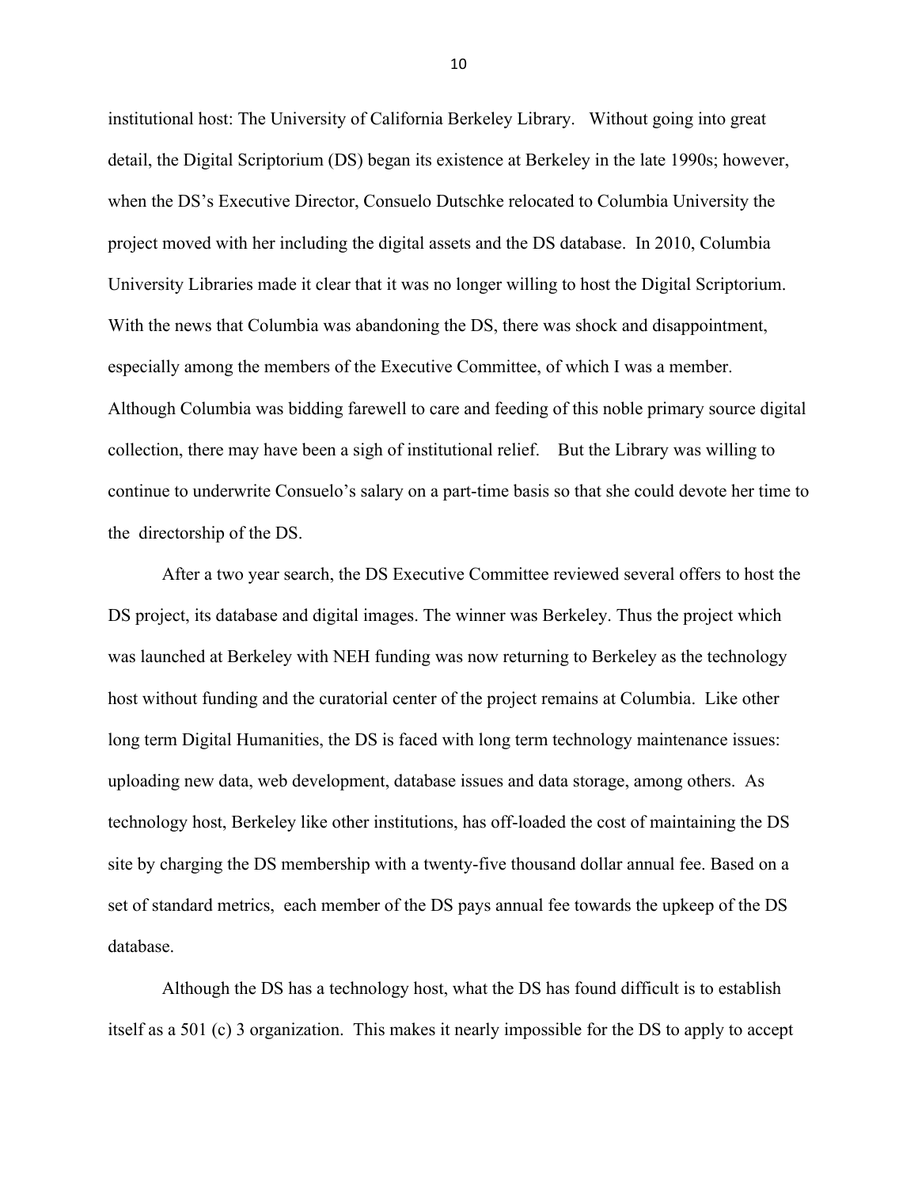institutional host: The University of California Berkeley Library. Without going into great detail, the Digital Scriptorium (DS) began its existence at Berkeley in the late 1990s; however, when the DS's Executive Director, Consuelo Dutschke relocated to Columbia University the project moved with her including the digital assets and the DS database. In 2010, Columbia University Libraries made it clear that it was no longer willing to host the Digital Scriptorium. With the news that Columbia was abandoning the DS, there was shock and disappointment, especially among the members of the Executive Committee, of which I was a member. Although Columbia was bidding farewell to care and feeding of this noble primary source digital collection, there may have been a sigh of institutional relief. But the Library was willing to continue to underwrite Consuelo's salary on a part-time basis so that she could devote her time to the directorship of the DS.

After a two year search, the DS Executive Committee reviewed several offers to host the DS project, its database and digital images. The winner was Berkeley. Thus the project which was launched at Berkeley with NEH funding was now returning to Berkeley as the technology host without funding and the curatorial center of the project remains at Columbia. Like other long term Digital Humanities, the DS is faced with long term technology maintenance issues: uploading new data, web development, database issues and data storage, among others. As technology host, Berkeley like other institutions, has off-loaded the cost of maintaining the DS site by charging the DS membership with a twenty-five thousand dollar annual fee. Based on a set of standard metrics, each member of the DS pays annual fee towards the upkeep of the DS database.

Although the DS has a technology host, what the DS has found difficult is to establish itself as a 501 (c) 3 organization. This makes it nearly impossible for the DS to apply to accept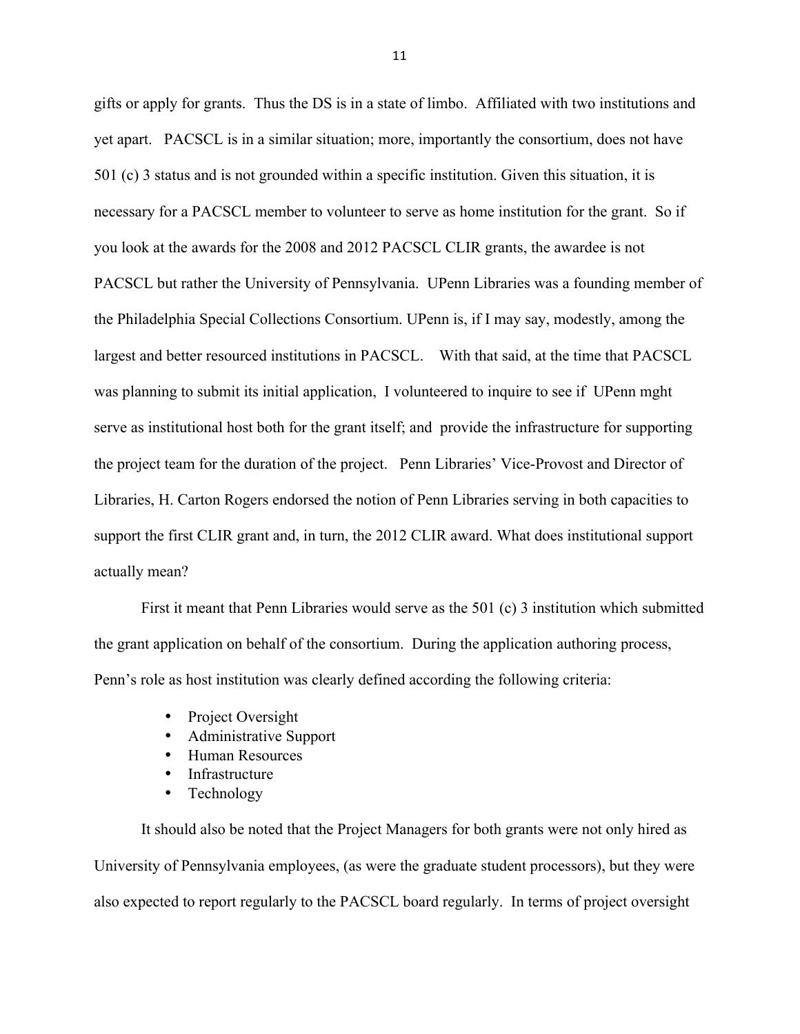gifts or apply for grants. Thus the DS is in a state of limbo. Affiliated with two institutions and yet apart. PACSCL is in a similar situation; more, importantly the consortium, does not have 501 (c) 3 status and is not grounded within a specific institution. Given this situation, it is necessary for a PACSCL member to volunteer to serve as home institution for the grant. So if you look at the awards for the 2008 and 2012 PACSCL CLIR grants, the awardee is not PACSCL but rather the University of Pennsylvania. UPenn Libraries was a founding member of the Philadelphia Special Collections Consortium. UPenn is, if I may say, modestly, among the largest and better resourced institutions in PACSCL. With that said, at the time that PACSCL was planning to submit its initial application, I volunteered to inquire to see if UPenn mght serve as institutional host both for the grant itself; and provide the infrastructure for supporting the project team for the duration of the project. Penn Libraries' Vice-Provost and Director of Libraries, H. Carton Rogers endorsed the notion of Penn Libraries serving in both capacities to support the first CLIR grant and, in turn, the 2012 CLIR award. What does institutional support actually mean?

First it meant that Penn Libraries would serve as the 501 (c) 3 institution which submitted the grant application on behalf of the consortium. During the application authoring process, Penn's role as host institution was clearly defined according the following criteria:

- Project Oversight
- Administrative Support
- Human Resources
- Infrastructure
- Technology

It should also be noted that the Project Managers for both grants were not only hired as University of Pennsylvania employees, (as were the graduate student processors), but they were also expected to report regularly to the PACSCL board regularly. In terms of project oversight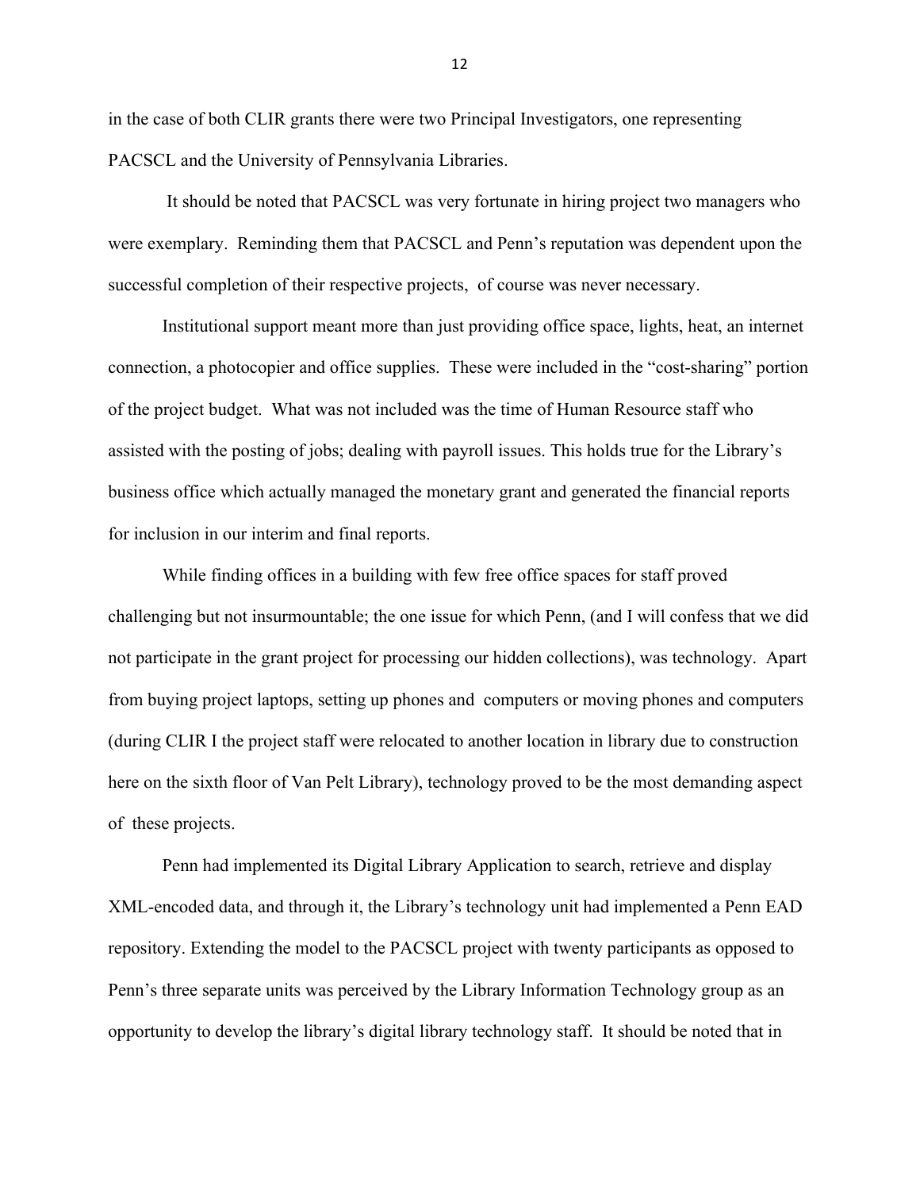in the case of both CLIR grants there were two Principal Investigators, one representing PACSCL and the University of Pennsylvania Libraries.

It should be noted that PACSCL was very fortunate in hiring project two managers who were exemplary. Reminding them that PACSCL and Penn's reputation was dependent upon the successful completion of their respective projects, of course was never necessary.

Institutional support meant more than just providing office space, lights, heat, an internet connection, a photocopier and office supplies. These were included in the "cost-sharing" portion of the project budget. What was not included was the time of Human Resource staff who assisted with the posting of jobs; dealing with payroll issues. This holds true for the Library's business office which actually managed the monetary grant and generated the financial reports for inclusion in our interim and final reports.

While finding offices in a building with few free office spaces for staff proved challenging but not insurmountable; the one issue for which Penn, (and I will confess that we did not participate in the grant project for processing our hidden collections), was technology. Apart from buying project laptops, setting up phones and computers or moving phones and computers (during CLIR I the project staff were relocated to another location in library due to construction here on the sixth floor of Van Pelt Library), technology proved to be the most demanding aspect of these projects.

Penn had implemented its Digital Library Application to search, retrieve and display XML-encoded data, and through it, the Library's technology unit had implemented a Penn EAD repository. Extending the model to the PACSCL project with twenty participants as opposed to Penn's three separate units was perceived by the Library Information Technology group as an opportunity to develop the library's digital library technology staff. It should be noted that in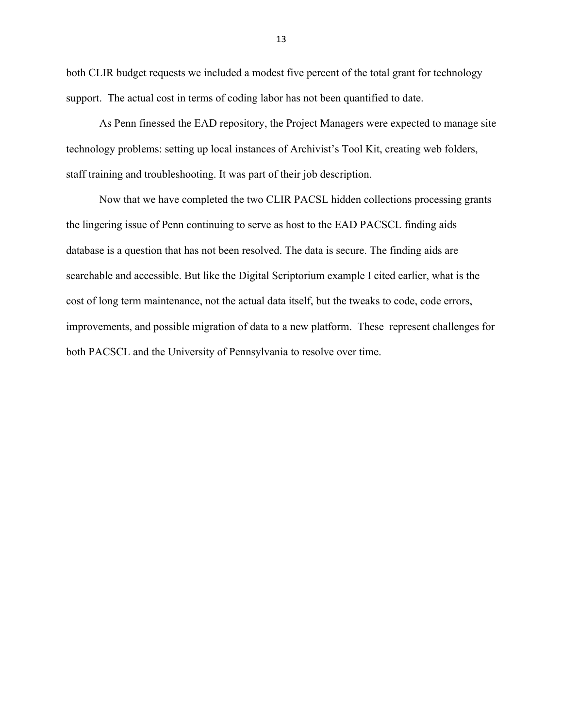both CLIR budget requests we included a modest five percent of the total grant for technology support. The actual cost in terms of coding labor has not been quantified to date.

As Penn finessed the EAD repository, the Project Managers were expected to manage site technology problems: setting up local instances of Archivist's Tool Kit, creating web folders, staff training and troubleshooting. It was part of their job description.

Now that we have completed the two CLIR PACSL hidden collections processing grants the lingering issue of Penn continuing to serve as host to the EAD PACSCL finding aids database is a question that has not been resolved. The data is secure. The finding aids are searchable and accessible. But like the Digital Scriptorium example I cited earlier, what is the cost of long term maintenance, not the actual data itself, but the tweaks to code, code errors, improvements, and possible migration of data to a new platform. These represent challenges for both PACSCL and the University of Pennsylvania to resolve over time.